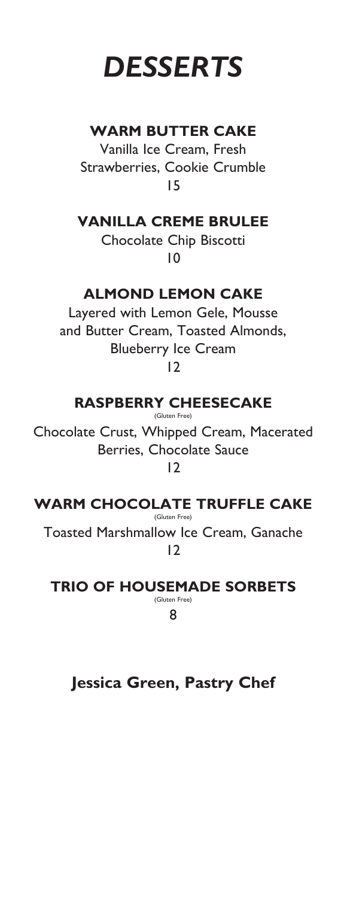# *DESSERTS*

## WARM BUTTER CAKE

Vanilla Ice Cream, Fresh Strawberries, Cookie Crumble

15

## VANILLA CREME BRULEE

Chocolate Chip Biscotti

10

## ALMOND LEMON CAKE

Layered with Lemon Gele, Mousse and Butter Cream, Toasted Almonds, Blueberry Ice Cream

12

## RASPBERRY CHEESECAKE

(Gluten Free)

Chocolate Crust, Whipped Cream, Macerated Berries, Chocolate Sauce

12

## WARM CHOCOLATE TRUFFLE CAKE

(Gluten Free)

Toasted Marshmallow Ice Cream, Ganache

12

## TRIO OF HOUSEMADE SORBETS

(Gluten Free)

8

**Jessica Green, Pastry Chef**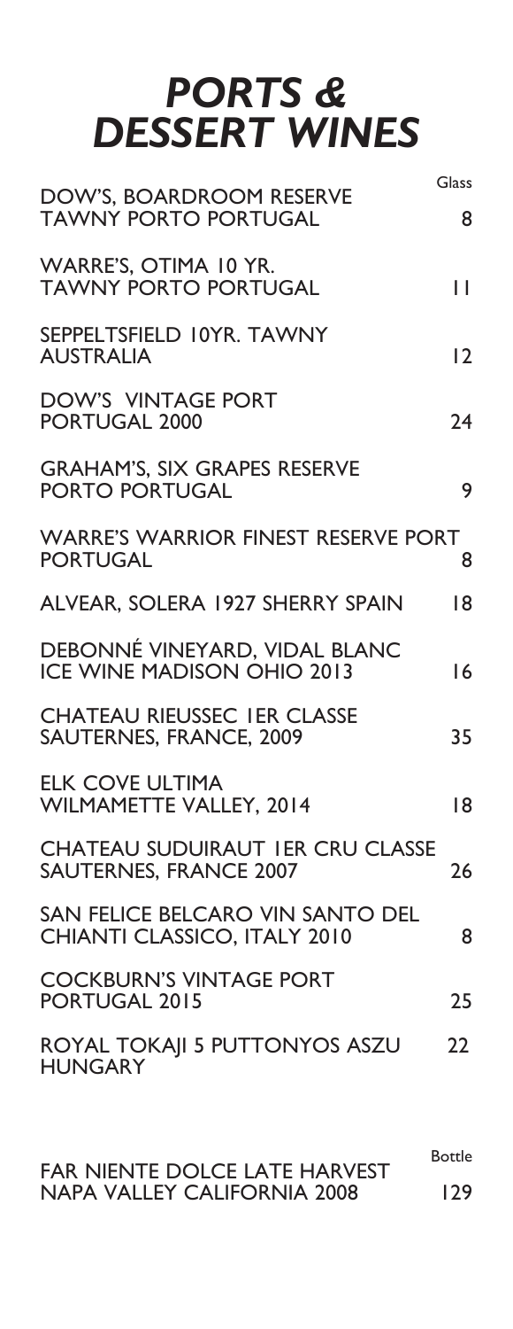# *PORTS & DESSERT WINES*

| | Glass |
|---|---|
| DOW'S, BOARDROOM RESERVE TAWNY PORTO PORTUGAL | 8 |
| WARRE'S, OTIMA 10 YR. TAWNY PORTO PORTUGAL | 11 |
| SEPPELTSFIELD 10YR. TAWNY AUSTRALIA | 12 |
| DOW'S VINTAGE PORT PORTUGAL 2000 | 24 |
| GRAHAM'S, SIX GRAPES RESERVE PORTO PORTUGAL | 9 |
| WARRE'S WARRIOR FINEST RESERVE PORT PORTUGAL | 8 |
| ALVEAR, SOLERA 1927 SHERRY SPAIN | 18 |
| DEBONNÉ VINEYARD, VIDAL BLANC ICE WINE MADISON OHIO 2013 | 16 |
| CHATEAU RIEUSSEC 1ER CLASSE SAUTERNES, FRANCE, 2009 | 35 |
| ELK COVE ULTIMA WILMAMETTE VALLEY, 2014 | 18 |
| CHATEAU SUDUIRAUT 1ER CRU CLASSE SAUTERNES, FRANCE 2007 | 26 |
| SAN FELICE BELCARO VIN SANTO DEL CHIANTI CLASSICO, ITALY 2010 | 8 |
| COCKBURN'S VINTAGE PORT PORTUGAL 2015 | 25 |
| ROYAL TOKAJI 5 PUTTONYOS ASZU HUNGARY | 22 |

| | Bottle |
|---|---|
| FAR NIENTE DOLCE LATE HARVEST NAPA VALLEY CALIFORNIA 2008 | 129 |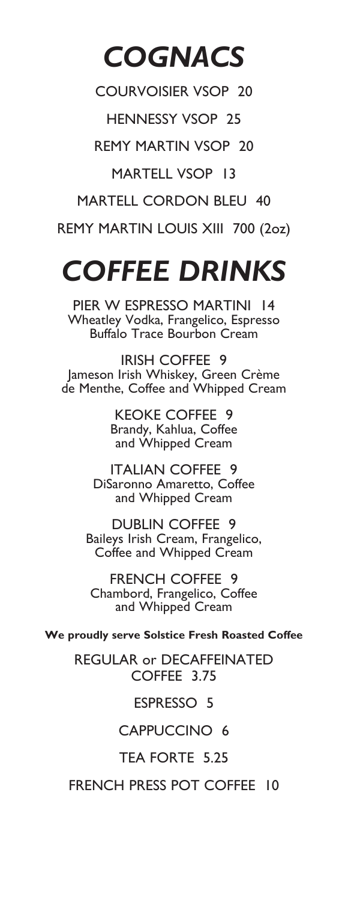# *COGNACS*

COURVOISIER VSOP 20

HENNESSY VSOP 25

REMY MARTIN VSOP 20

MARTELL VSOP 13

MARTELL CORDON BLEU 40

REMY MARTIN LOUIS XIII 700 (2oz)

# *COFFEE DRINKS*

PIER W ESPRESSO MARTINI 14
Wheatley Vodka, Frangelico, Espresso
Buffalo Trace Bourbon Cream

IRISH COFFEE 9
Jameson Irish Whiskey, Green Crème de Menthe, Coffee and Whipped Cream

KEOKE COFFEE 9
Brandy, Kahlua, Coffee and Whipped Cream

ITALIAN COFFEE 9
DiSaronno Amaretto, Coffee and Whipped Cream

DUBLIN COFFEE 9
Baileys Irish Cream, Frangelico, Coffee and Whipped Cream

FRENCH COFFEE 9
Chambord, Frangelico, Coffee and Whipped Cream

**We proudly serve Solstice Fresh Roasted Coffee**

REGULAR or DECAFFEINATED COFFEE 3.75

ESPRESSO 5

CAPPUCCINO 6

TEA FORTE 5.25

FRENCH PRESS POT COFFEE 10